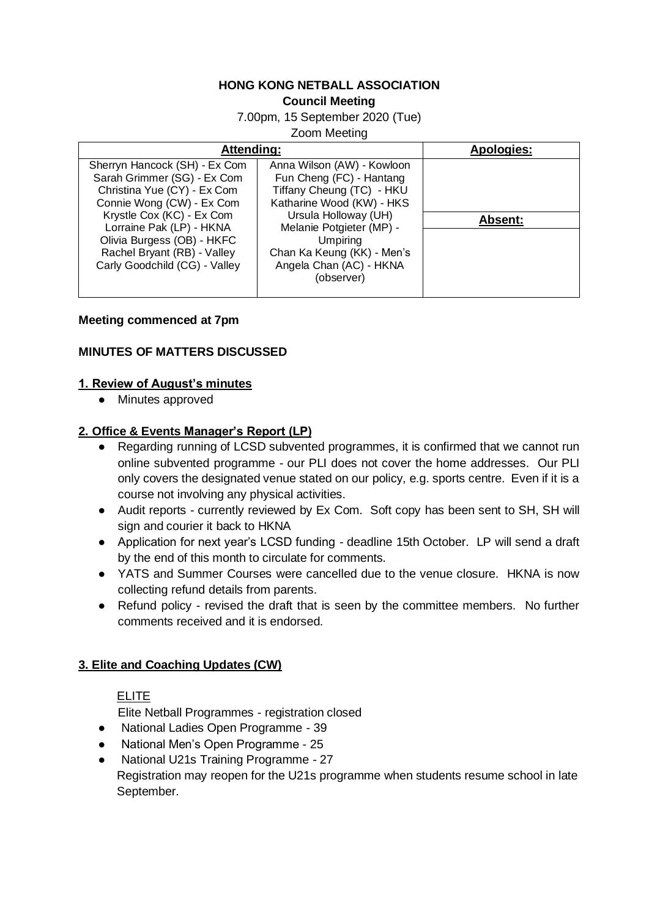**HONG KONG NETBALL ASSOCIATION**

**Council Meeting**

7.00pm, 15 September 2020 (Tue)

Zoom Meeting

| **Attending:** | | **Apologies:** |
|---|---|---|
| Sherryn Hancock (SH) - Ex Com<br>Sarah Grimmer (SG) - Ex Com<br>Christina Yue (CY) - Ex Com<br>Connie Wong (CW) - Ex Com<br>Krystle Cox (KC) - Ex Com<br>Lorraine Pak (LP) - HKNA<br>Olivia Burgess (OB) - HKFC<br>Rachel Bryant (RB) - Valley<br>Carly Goodchild (CG) - Valley | Anna Wilson (AW) - Kowloon<br>Fun Cheng (FC) - Hantang<br>Tiffany Cheung (TC) - HKU<br>Katharine Wood (KW) - HKS<br>Ursula Holloway (UH)<br>Melanie Potgieter (MP) - Umpiring<br>Chan Ka Keung (KK) - Men's<br>Angela Chan (AC) - HKNA (observer) | **Absent:** |

**Meeting commenced at 7pm**

**MINUTES OF MATTERS DISCUSSED**

**1. Review of August's minutes**

- Minutes approved

**2. Office & Events Manager's Report (LP)**

- Regarding running of LCSD subvented programmes, it is confirmed that we cannot run online subvented programme - our PLI does not cover the home addresses. Our PLI only covers the designated venue stated on our policy, e.g. sports centre. Even if it is a course not involving any physical activities.
- Audit reports - currently reviewed by Ex Com. Soft copy has been sent to SH, SH will sign and courier it back to HKNA
- Application for next year's LCSD funding - deadline 15th October. LP will send a draft by the end of this month to circulate for comments.
- YATS and Summer Courses were cancelled due to the venue closure. HKNA is now collecting refund details from parents.
- Refund policy - revised the draft that is seen by the committee members. No further comments received and it is endorsed.

**3. Elite and Coaching Updates (CW)**

ELITE

Elite Netball Programmes - registration closed

- National Ladies Open Programme - 39
- National Men's Open Programme - 25
- National U21s Training Programme - 27

Registration may reopen for the U21s programme when students resume school in late September.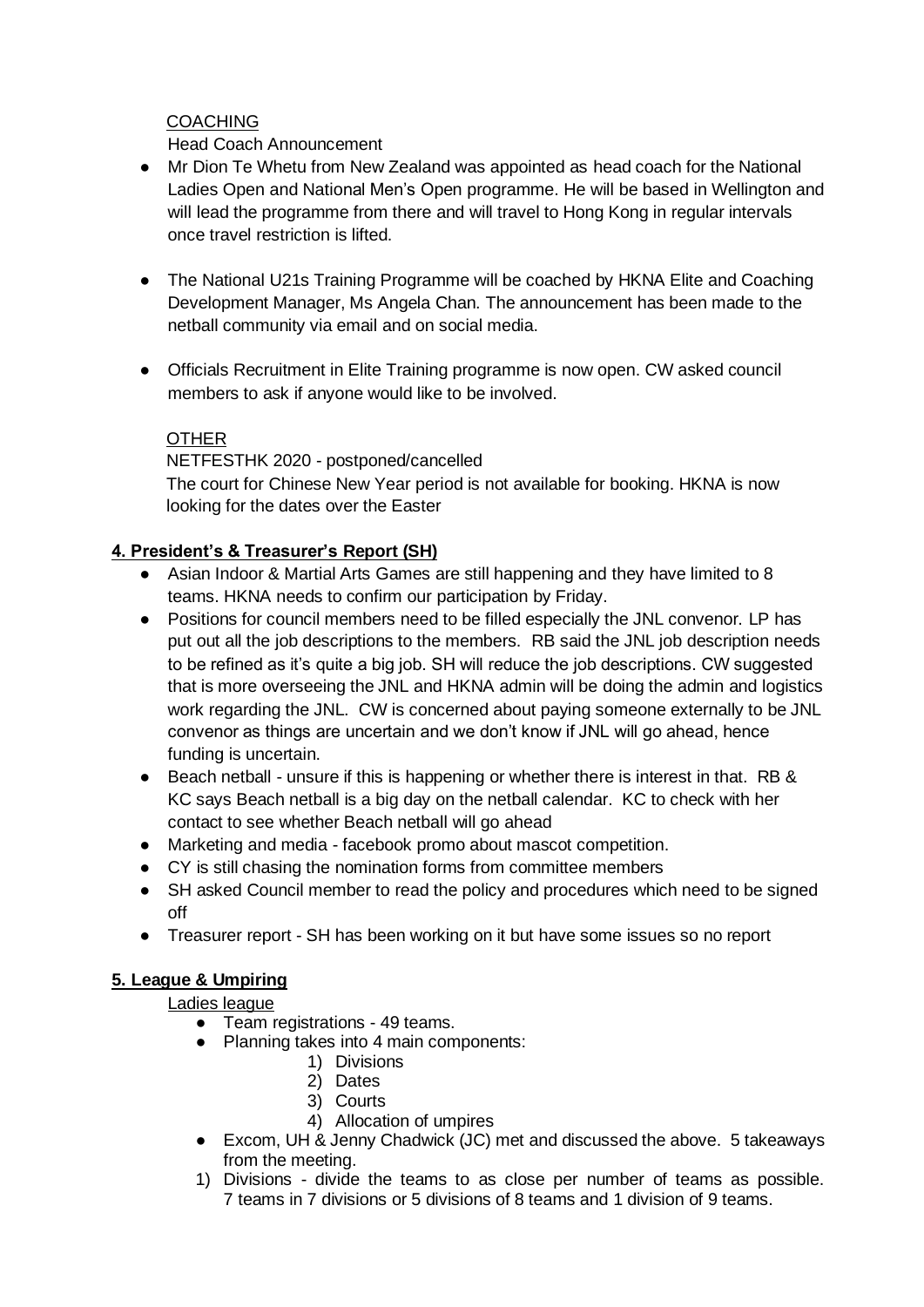<u>COACHING</u>

Head Coach Announcement

- Mr Dion Te Whetu from New Zealand was appointed as head coach for the National Ladies Open and National Men's Open programme. He will be based in Wellington and will lead the programme from there and will travel to Hong Kong in regular intervals once travel restriction is lifted.

- The National U21s Training Programme will be coached by HKNA Elite and Coaching Development Manager, Ms Angela Chan. The announcement has been made to the netball community via email and on social media.

- Officials Recruitment in Elite Training programme is now open. CW asked council members to ask if anyone would like to be involved.

<u>OTHER</u>

NETFESTHK 2020 - postponed/cancelled

The court for Chinese New Year period is not available for booking. HKNA is now looking for the dates over the Easter

**<u>4. President's & Treasurer's Report (SH)</u>**

- Asian Indoor & Martial Arts Games are still happening and they have limited to 8 teams. HKNA needs to confirm our participation by Friday.
- Positions for council members need to be filled especially the JNL convenor. LP has put out all the job descriptions to the members. RB said the JNL job description needs to be refined as it's quite a big job. SH will reduce the job descriptions. CW suggested that is more overseeing the JNL and HKNA admin will be doing the admin and logistics work regarding the JNL. CW is concerned about paying someone externally to be JNL convenor as things are uncertain and we don't know if JNL will go ahead, hence funding is uncertain.
- Beach netball - unsure if this is happening or whether there is interest in that. RB & KC says Beach netball is a big day on the netball calendar. KC to check with her contact to see whether Beach netball will go ahead
- Marketing and media - facebook promo about mascot competition.
- CY is still chasing the nomination forms from committee members
- SH asked Council member to read the policy and procedures which need to be signed off
- Treasurer report - SH has been working on it but have some issues so no report

**<u>5. League & Umpiring</u>**

<u>Ladies league</u>

- Team registrations - 49 teams.
- Planning takes into 4 main components:
  1) Divisions
  2) Dates
  3) Courts
  4) Allocation of umpires
- Excom, UH & Jenny Chadwick (JC) met and discussed the above. 5 takeaways from the meeting.

1) Divisions - divide the teams to as close per number of teams as possible. 7 teams in 7 divisions or 5 divisions of 8 teams and 1 division of 9 teams.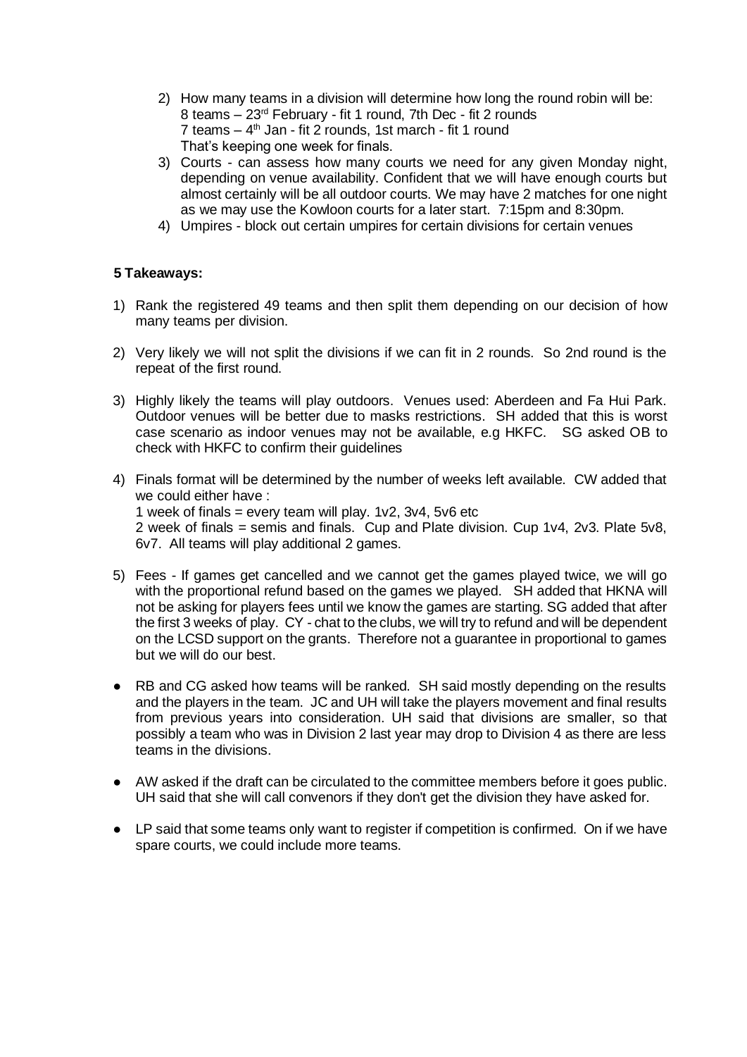2) How many teams in a division will determine how long the round robin will be:
   8 teams – 23rd February - fit 1 round, 7th Dec - fit 2 rounds
   7 teams – 4th Jan - fit 2 rounds, 1st march - fit 1 round
   That's keeping one week for finals.
3) Courts - can assess how many courts we need for any given Monday night, depending on venue availability. Confident that we will have enough courts but almost certainly will be all outdoor courts. We may have 2 matches for one night as we may use the Kowloon courts for a later start. 7:15pm and 8:30pm.
4) Umpires - block out certain umpires for certain divisions for certain venues

**5 Takeaways:**

1) Rank the registered 49 teams and then split them depending on our decision of how many teams per division.

2) Very likely we will not split the divisions if we can fit in 2 rounds. So 2nd round is the repeat of the first round.

3) Highly likely the teams will play outdoors. Venues used: Aberdeen and Fa Hui Park. Outdoor venues will be better due to masks restrictions. SH added that this is worst case scenario as indoor venues may not be available, e.g HKFC. SG asked OB to check with HKFC to confirm their guidelines

4) Finals format will be determined by the number of weeks left available. CW added that we could either have :
   1 week of finals = every team will play. 1v2, 3v4, 5v6 etc
   2 week of finals = semis and finals. Cup and Plate division. Cup 1v4, 2v3. Plate 5v8, 6v7. All teams will play additional 2 games.

5) Fees - If games get cancelled and we cannot get the games played twice, we will go with the proportional refund based on the games we played. SH added that HKNA will not be asking for players fees until we know the games are starting. SG added that after the first 3 weeks of play. CY - chat to the clubs, we will try to refund and will be dependent on the LCSD support on the grants. Therefore not a guarantee in proportional to games but we will do our best.

- RB and CG asked how teams will be ranked. SH said mostly depending on the results and the players in the team. JC and UH will take the players movement and final results from previous years into consideration. UH said that divisions are smaller, so that possibly a team who was in Division 2 last year may drop to Division 4 as there are less teams in the divisions.

- AW asked if the draft can be circulated to the committee members before it goes public. UH said that she will call convenors if they don't get the division they have asked for.

- LP said that some teams only want to register if competition is confirmed. On if we have spare courts, we could include more teams.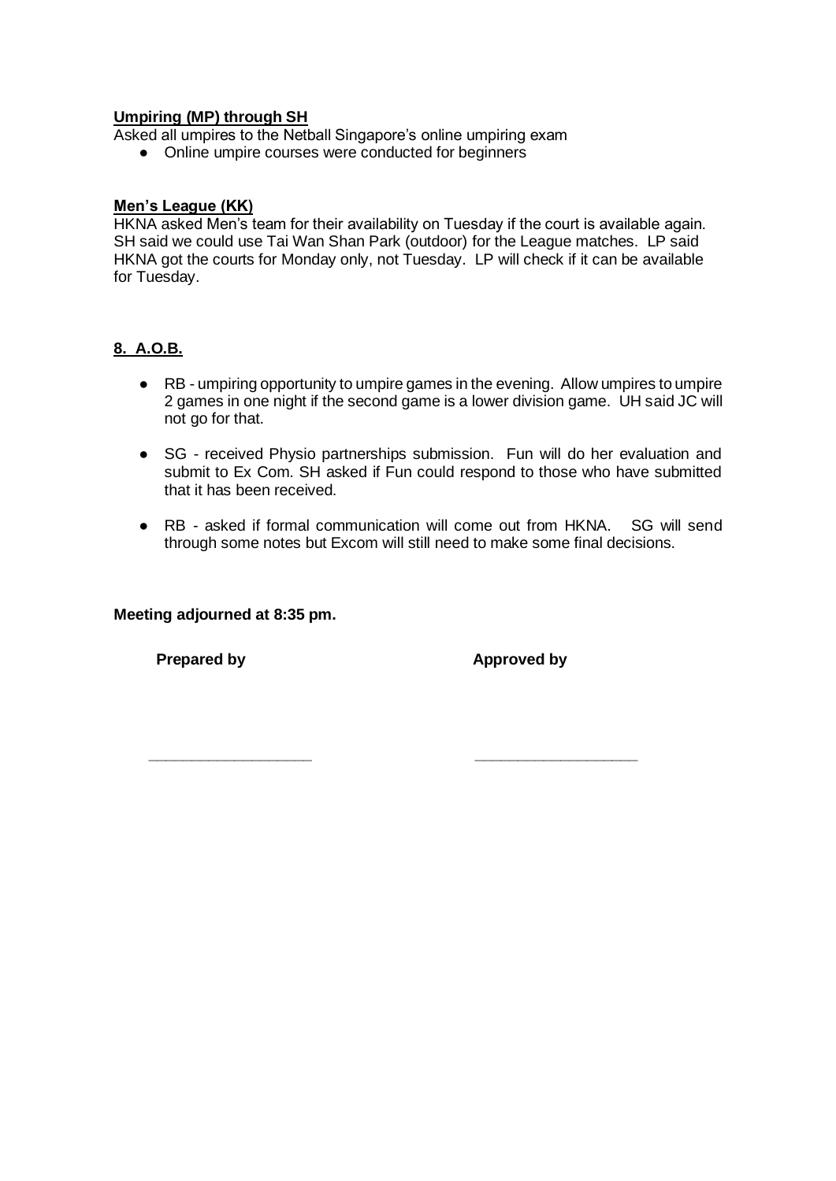**Umpiring (MP) through SH**

Asked all umpires to the Netball Singapore's online umpiring exam

- Online umpire courses were conducted for beginners

**Men's League (KK)**

HKNA asked Men's team for their availability on Tuesday if the court is available again. SH said we could use Tai Wan Shan Park (outdoor) for the League matches. LP said HKNA got the courts for Monday only, not Tuesday. LP will check if it can be available for Tuesday.

## 8. A.O.B.

- RB - umpiring opportunity to umpire games in the evening. Allow umpires to umpire 2 games in one night if the second game is a lower division game. UH said JC will not go for that.
- SG - received Physio partnerships submission. Fun will do her evaluation and submit to Ex Com. SH asked if Fun could respond to those who have submitted that it has been received.
- RB - asked if formal communication will come out from HKNA. SG will send through some notes but Excom will still need to make some final decisions.

**Meeting adjourned at 8:35 pm.**

**Prepared by** **Approved by**

\_\_\_\_\_\_\_\_\_\_\_\_\_\_\_\_\_\_\_ \_\_\_\_\_\_\_\_\_\_\_\_\_\_\_\_\_\_\_